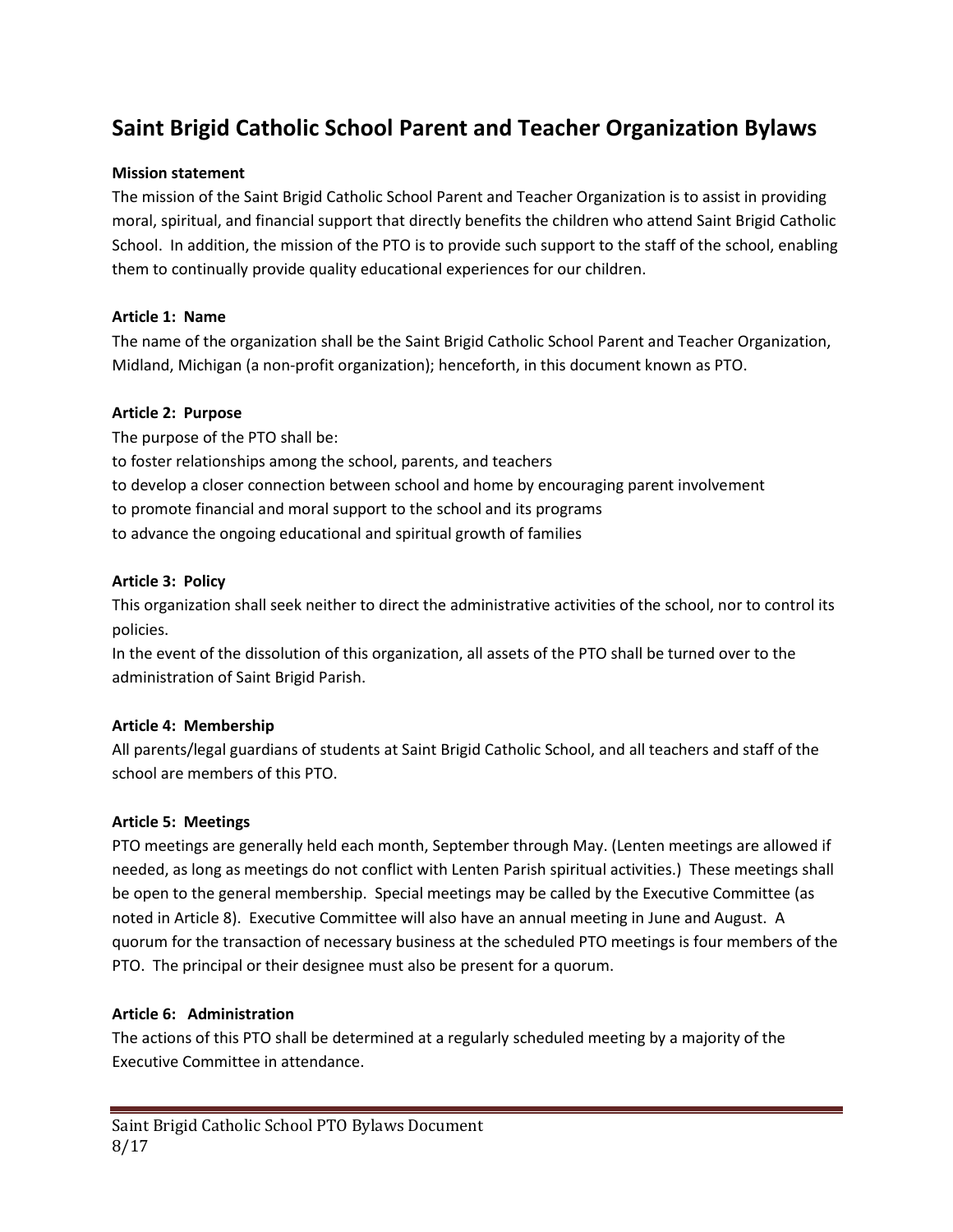# Saint Brigid Catholic School Parent and Teacher Organization Bylaws

**Mission statement**

The mission of the Saint Brigid Catholic School Parent and Teacher Organization is to assist in providing moral, spiritual, and financial support that directly benefits the children who attend Saint Brigid Catholic School. In addition, the mission of the PTO is to provide such support to the staff of the school, enabling them to continually provide quality educational experiences for our children.

**Article 1: Name**

The name of the organization shall be the Saint Brigid Catholic School Parent and Teacher Organization, Midland, Michigan (a non-profit organization); henceforth, in this document known as PTO.

**Article 2: Purpose**

The purpose of the PTO shall be:
to foster relationships among the school, parents, and teachers
to develop a closer connection between school and home by encouraging parent involvement
to promote financial and moral support to the school and its programs
to advance the ongoing educational and spiritual growth of families

**Article 3: Policy**

This organization shall seek neither to direct the administrative activities of the school, nor to control its policies.
In the event of the dissolution of this organization, all assets of the PTO shall be turned over to the administration of Saint Brigid Parish.

**Article 4: Membership**

All parents/legal guardians of students at Saint Brigid Catholic School, and all teachers and staff of the school are members of this PTO.

**Article 5: Meetings**

PTO meetings are generally held each month, September through May. (Lenten meetings are allowed if needed, as long as meetings do not conflict with Lenten Parish spiritual activities.) These meetings shall be open to the general membership. Special meetings may be called by the Executive Committee (as noted in Article 8). Executive Committee will also have an annual meeting in June and August. A quorum for the transaction of necessary business at the scheduled PTO meetings is four members of the PTO. The principal or their designee must also be present for a quorum.

**Article 6: Administration**

The actions of this PTO shall be determined at a regularly scheduled meeting by a majority of the Executive Committee in attendance.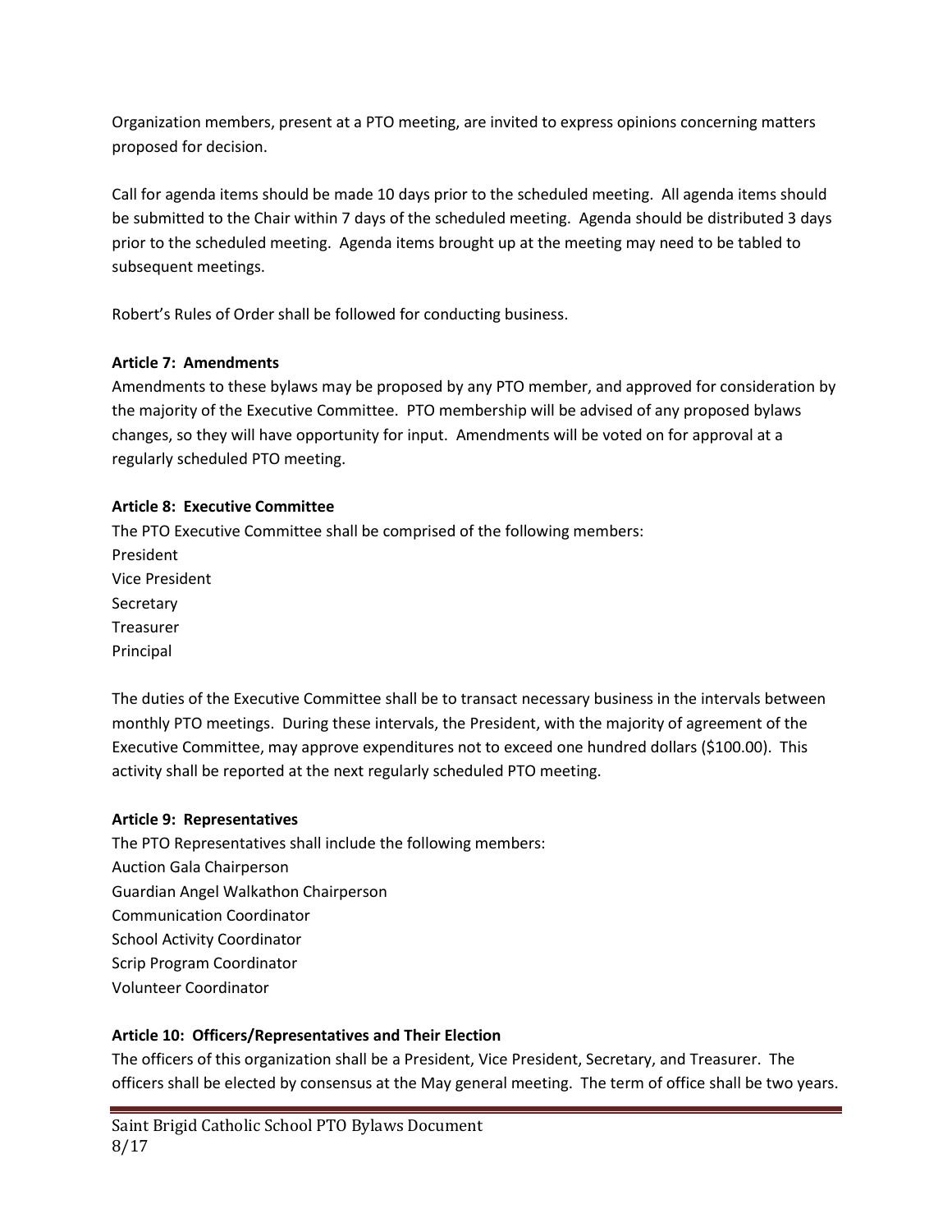Organization members, present at a PTO meeting, are invited to express opinions concerning matters proposed for decision.

Call for agenda items should be made 10 days prior to the scheduled meeting. All agenda items should be submitted to the Chair within 7 days of the scheduled meeting. Agenda should be distributed 3 days prior to the scheduled meeting. Agenda items brought up at the meeting may need to be tabled to subsequent meetings.

Robert's Rules of Order shall be followed for conducting business.

**Article 7: Amendments**

Amendments to these bylaws may be proposed by any PTO member, and approved for consideration by the majority of the Executive Committee. PTO membership will be advised of any proposed bylaws changes, so they will have opportunity for input. Amendments will be voted on for approval at a regularly scheduled PTO meeting.

**Article 8: Executive Committee**

The PTO Executive Committee shall be comprised of the following members:

President
Vice President
Secretary
Treasurer
Principal

The duties of the Executive Committee shall be to transact necessary business in the intervals between monthly PTO meetings. During these intervals, the President, with the majority of agreement of the Executive Committee, may approve expenditures not to exceed one hundred dollars ($100.00). This activity shall be reported at the next regularly scheduled PTO meeting.

**Article 9: Representatives**

The PTO Representatives shall include the following members:

Auction Gala Chairperson
Guardian Angel Walkathon Chairperson
Communication Coordinator
School Activity Coordinator
Scrip Program Coordinator
Volunteer Coordinator

**Article 10: Officers/Representatives and Their Election**

The officers of this organization shall be a President, Vice President, Secretary, and Treasurer. The officers shall be elected by consensus at the May general meeting. The term of office shall be two years.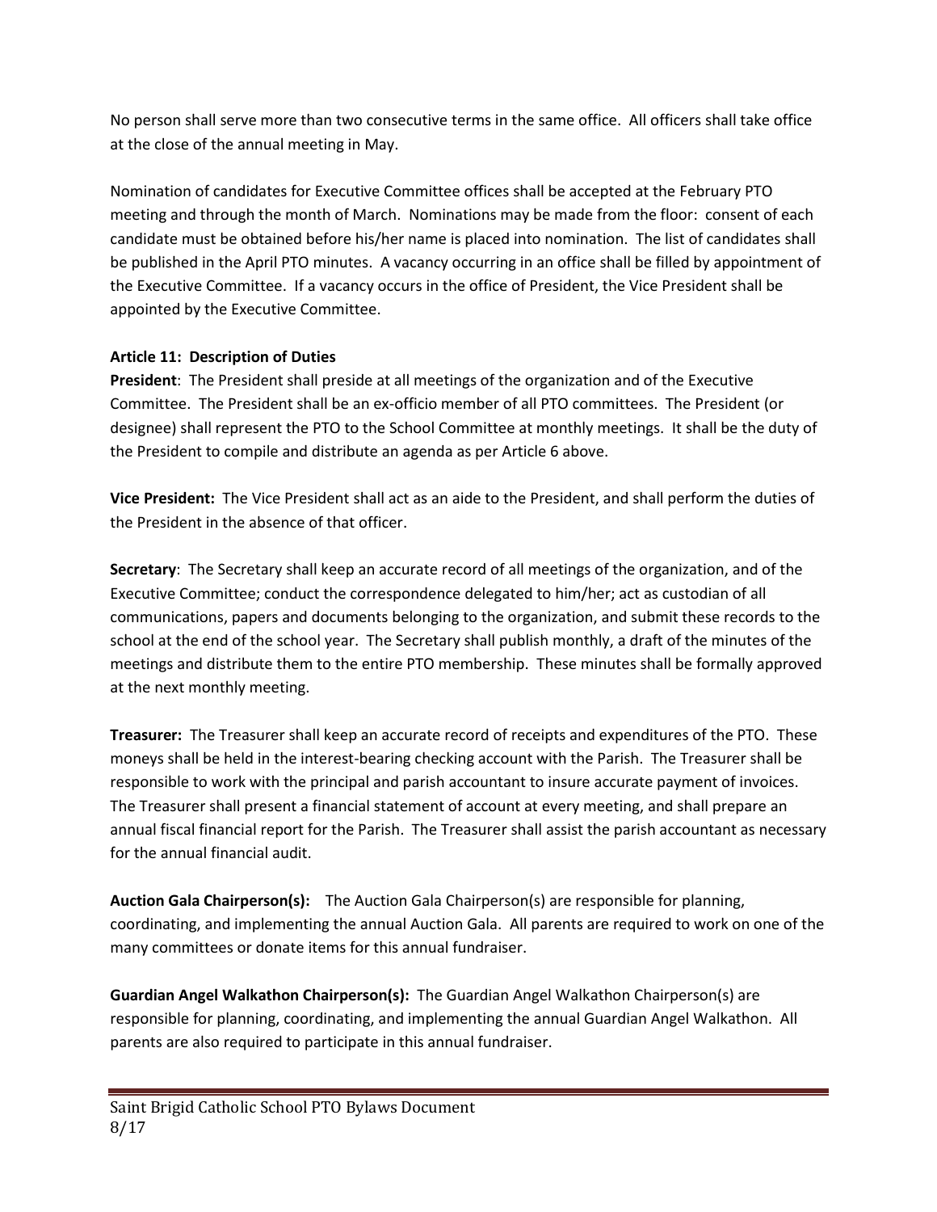No person shall serve more than two consecutive terms in the same office. All officers shall take office at the close of the annual meeting in May.

Nomination of candidates for Executive Committee offices shall be accepted at the February PTO meeting and through the month of March. Nominations may be made from the floor: consent of each candidate must be obtained before his/her name is placed into nomination. The list of candidates shall be published in the April PTO minutes. A vacancy occurring in an office shall be filled by appointment of the Executive Committee. If a vacancy occurs in the office of President, the Vice President shall be appointed by the Executive Committee.

### Article 11: Description of Duties

**President**: The President shall preside at all meetings of the organization and of the Executive Committee. The President shall be an ex-officio member of all PTO committees. The President (or designee) shall represent the PTO to the School Committee at monthly meetings. It shall be the duty of the President to compile and distribute an agenda as per Article 6 above.

**Vice President:** The Vice President shall act as an aide to the President, and shall perform the duties of the President in the absence of that officer.

**Secretary**: The Secretary shall keep an accurate record of all meetings of the organization, and of the Executive Committee; conduct the correspondence delegated to him/her; act as custodian of all communications, papers and documents belonging to the organization, and submit these records to the school at the end of the school year. The Secretary shall publish monthly, a draft of the minutes of the meetings and distribute them to the entire PTO membership. These minutes shall be formally approved at the next monthly meeting.

**Treasurer:** The Treasurer shall keep an accurate record of receipts and expenditures of the PTO. These moneys shall be held in the interest-bearing checking account with the Parish. The Treasurer shall be responsible to work with the principal and parish accountant to insure accurate payment of invoices. The Treasurer shall present a financial statement of account at every meeting, and shall prepare an annual fiscal financial report for the Parish. The Treasurer shall assist the parish accountant as necessary for the annual financial audit.

**Auction Gala Chairperson(s):** The Auction Gala Chairperson(s) are responsible for planning, coordinating, and implementing the annual Auction Gala. All parents are required to work on one of the many committees or donate items for this annual fundraiser.

**Guardian Angel Walkathon Chairperson(s):** The Guardian Angel Walkathon Chairperson(s) are responsible for planning, coordinating, and implementing the annual Guardian Angel Walkathon. All parents are also required to participate in this annual fundraiser.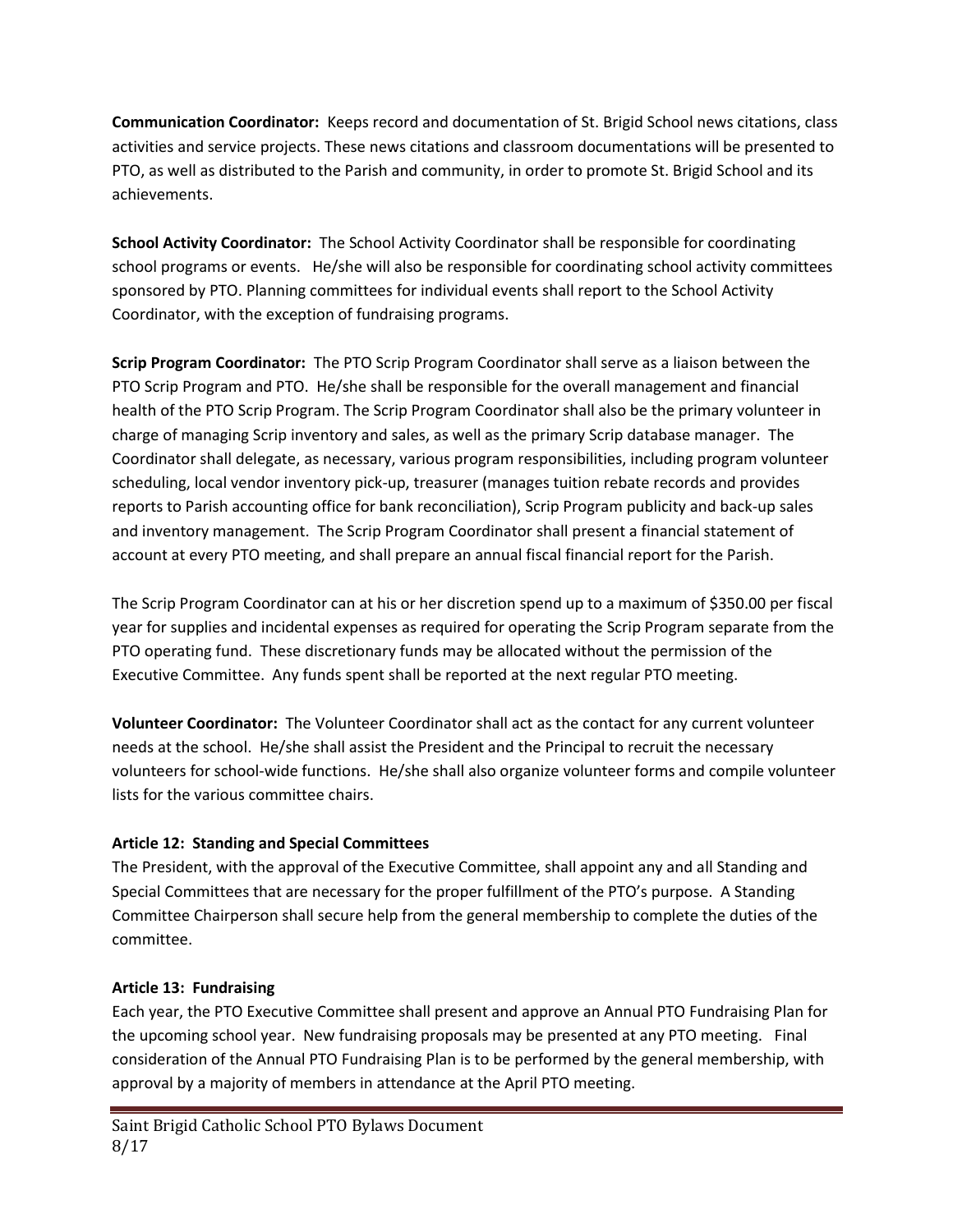**Communication Coordinator:** Keeps record and documentation of St. Brigid School news citations, class activities and service projects. These news citations and classroom documentations will be presented to PTO, as well as distributed to the Parish and community, in order to promote St. Brigid School and its achievements.

**School Activity Coordinator:** The School Activity Coordinator shall be responsible for coordinating school programs or events. He/she will also be responsible for coordinating school activity committees sponsored by PTO. Planning committees for individual events shall report to the School Activity Coordinator, with the exception of fundraising programs.

**Scrip Program Coordinator:** The PTO Scrip Program Coordinator shall serve as a liaison between the PTO Scrip Program and PTO. He/she shall be responsible for the overall management and financial health of the PTO Scrip Program. The Scrip Program Coordinator shall also be the primary volunteer in charge of managing Scrip inventory and sales, as well as the primary Scrip database manager. The Coordinator shall delegate, as necessary, various program responsibilities, including program volunteer scheduling, local vendor inventory pick-up, treasurer (manages tuition rebate records and provides reports to Parish accounting office for bank reconciliation), Scrip Program publicity and back-up sales and inventory management. The Scrip Program Coordinator shall present a financial statement of account at every PTO meeting, and shall prepare an annual fiscal financial report for the Parish.

The Scrip Program Coordinator can at his or her discretion spend up to a maximum of $350.00 per fiscal year for supplies and incidental expenses as required for operating the Scrip Program separate from the PTO operating fund. These discretionary funds may be allocated without the permission of the Executive Committee. Any funds spent shall be reported at the next regular PTO meeting.

**Volunteer Coordinator:** The Volunteer Coordinator shall act as the contact for any current volunteer needs at the school. He/she shall assist the President and the Principal to recruit the necessary volunteers for school-wide functions. He/she shall also organize volunteer forms and compile volunteer lists for the various committee chairs.

### Article 12: Standing and Special Committees

The President, with the approval of the Executive Committee, shall appoint any and all Standing and Special Committees that are necessary for the proper fulfillment of the PTO's purpose. A Standing Committee Chairperson shall secure help from the general membership to complete the duties of the committee.

### Article 13: Fundraising

Each year, the PTO Executive Committee shall present and approve an Annual PTO Fundraising Plan for the upcoming school year. New fundraising proposals may be presented at any PTO meeting. Final consideration of the Annual PTO Fundraising Plan is to be performed by the general membership, with approval by a majority of members in attendance at the April PTO meeting.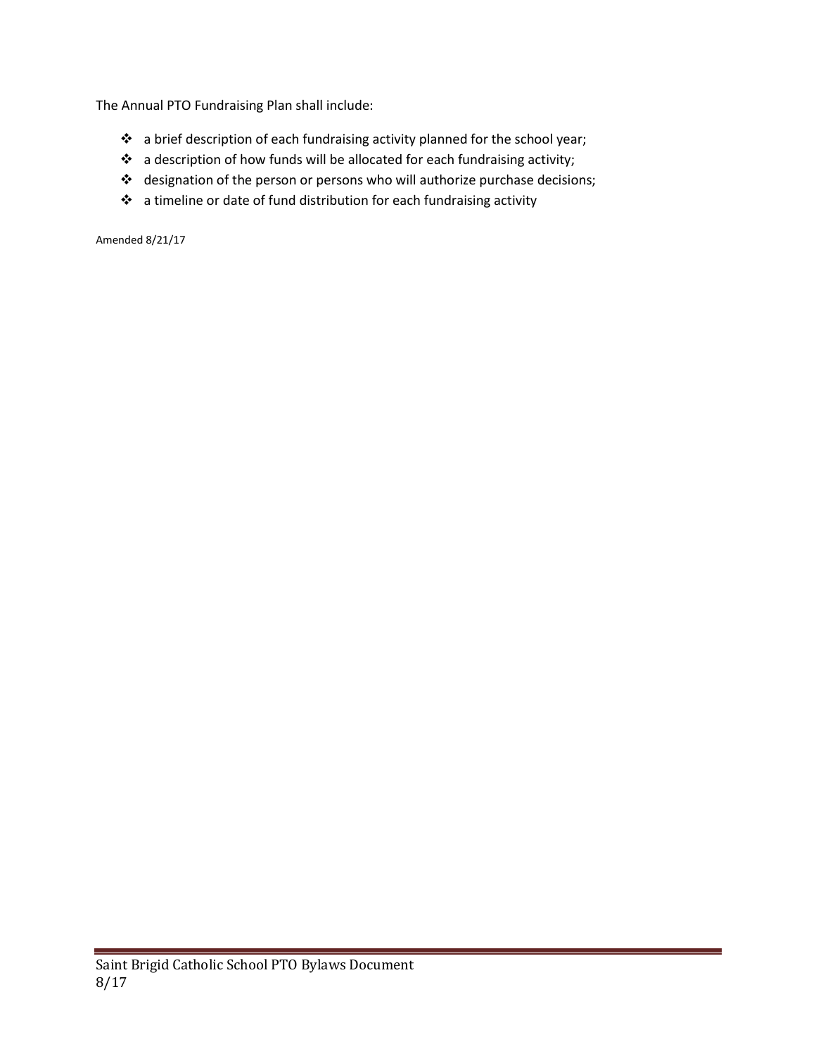The Annual PTO Fundraising Plan shall include:

- a brief description of each fundraising activity planned for the school year;
- a description of how funds will be allocated for each fundraising activity;
- designation of the person or persons who will authorize purchase decisions;
- a timeline or date of fund distribution for each fundraising activity

Amended 8/21/17